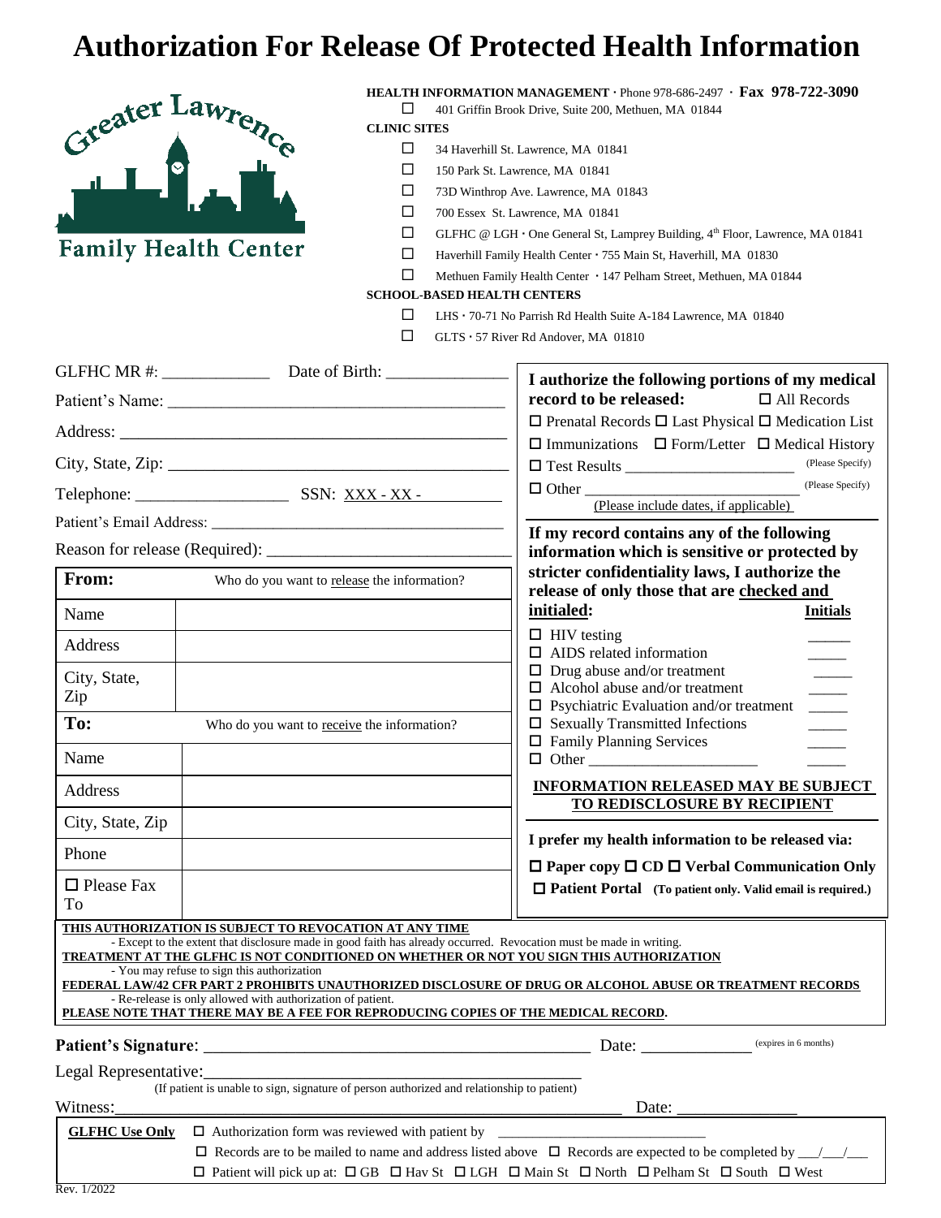# Authorization For Release Of Protected Health Information

Greater Lawrence Family Health Center

**HEALTH INFORMATION MANAGEMENT** · Phone 978-686-2497 · **Fax 978-722-3090**

- ☐ 401 Griffin Brook Drive, Suite 200, Methuen, MA 01844

**CLINIC SITES**

- ☐ 34 Haverhill St. Lawrence, MA 01841
- ☐ 150 Park St. Lawrence, MA 01841
- ☐ 73D Winthrop Ave. Lawrence, MA 01843
- ☐ 700 Essex St. Lawrence, MA 01841
- ☐ GLFHC @ LGH · One General St, Lamprey Building, 4th Floor, Lawrence, MA 01841
- ☐ Haverhill Family Health Center · 755 Main St, Haverhill, MA 01830
- ☐ Methuen Family Health Center · 147 Pelham Street, Methuen, MA 01844

**SCHOOL-BASED HEALTH CENTERS**

- ☐ LHS · 70-71 No Parrish Rd Health Suite A-184 Lawrence, MA 01840
- ☐ GLTS · 57 River Rd Andover, MA 01810

GLFHC MR #: ____________ Date of Birth: ______________

Patient's Name: ________________________________________

Address: ______________________________________________

City, State, Zip: ________________________________________

Telephone: __________________ SSN: XXX - XX - __________

Patient's Email Address: ____________________________________

Reason for release (Required): ____________________________

| **From:** | Who do you want to release the information? |
|---|---|
| Name | |
| Address | |
| City, State, Zip | |
| **To:** | Who do you want to receive the information? |
| Name | |
| Address | |
| City, State, Zip | |
| Phone | |
| ☐ Please Fax To | |

**I authorize the following portions of my medical record to be released:** ☐ All Records

☐ Prenatal Records ☐ Last Physical ☐ Medication List

☐ Immunizations ☐ Form/Letter ☐ Medical History

☐ Test Results ____________________ (Please Specify)

☐ Other ________________________ (Please Specify)

(Please include dates, if applicable)

**If my record contains any of the following information which is sensitive or protected by stricter confidentiality laws, I authorize the release of only those that are checked and initialed:** **Initials**

- ☐ HIV testing _____
- ☐ AIDS related information _____
- ☐ Drug abuse and/or treatment _____
- ☐ Alcohol abuse and/or treatment _____
- ☐ Psychiatric Evaluation and/or treatment _____
- ☐ Sexually Transmitted Infections _____
- ☐ Family Planning Services _____
- ☐ Other ____________________ _____

**INFORMATION RELEASED MAY BE SUBJECT TO REDISCLOSURE BY RECIPIENT**

**I prefer my health information to be released via:**

**☐ Paper copy ☐ CD ☐ Verbal Communication Only**

**☐ Patient Portal** **(To patient only. Valid email is required.)**

**THIS AUTHORIZATION IS SUBJECT TO REVOCATION AT ANY TIME**
- Except to the extent that disclosure made in good faith has already occurred. Revocation must be made in writing.

**TREATMENT AT THE GLFHC IS NOT CONDITIONED ON WHETHER OR NOT YOU SIGN THIS AUTHORIZATION**
- You may refuse to sign this authorization

**FEDERAL LAW/42 CFR PART 2 PROHIBITS UNAUTHORIZED DISCLOSURE OF DRUG OR ALCOHOL ABUSE OR TREATMENT RECORDS**
- Re-release is only allowed with authorization of patient.

**PLEASE NOTE THAT THERE MAY BE A FEE FOR REPRODUCING COPIES OF THE MEDICAL RECORD.**

**Patient's Signature**: ____________________________________ Date: ____________ (expires in 6 months)

Legal Representative: ____________________________________
(If patient is unable to sign, signature of person authorized and relationship to patient)

Witness: ______________________________________________ Date: ______________

**GLFHC Use Only** ☐ Authorization form was reviewed with patient by ________________________

☐ Records are to be mailed to name and address listed above ☐ Records are expected to be completed by ___/___/___

☐ Patient will pick up at: ☐ GB ☐ Hav St ☐ LGH ☐ Main St ☐ North ☐ Pelham St ☐ South ☐ West

Rev. 1/2022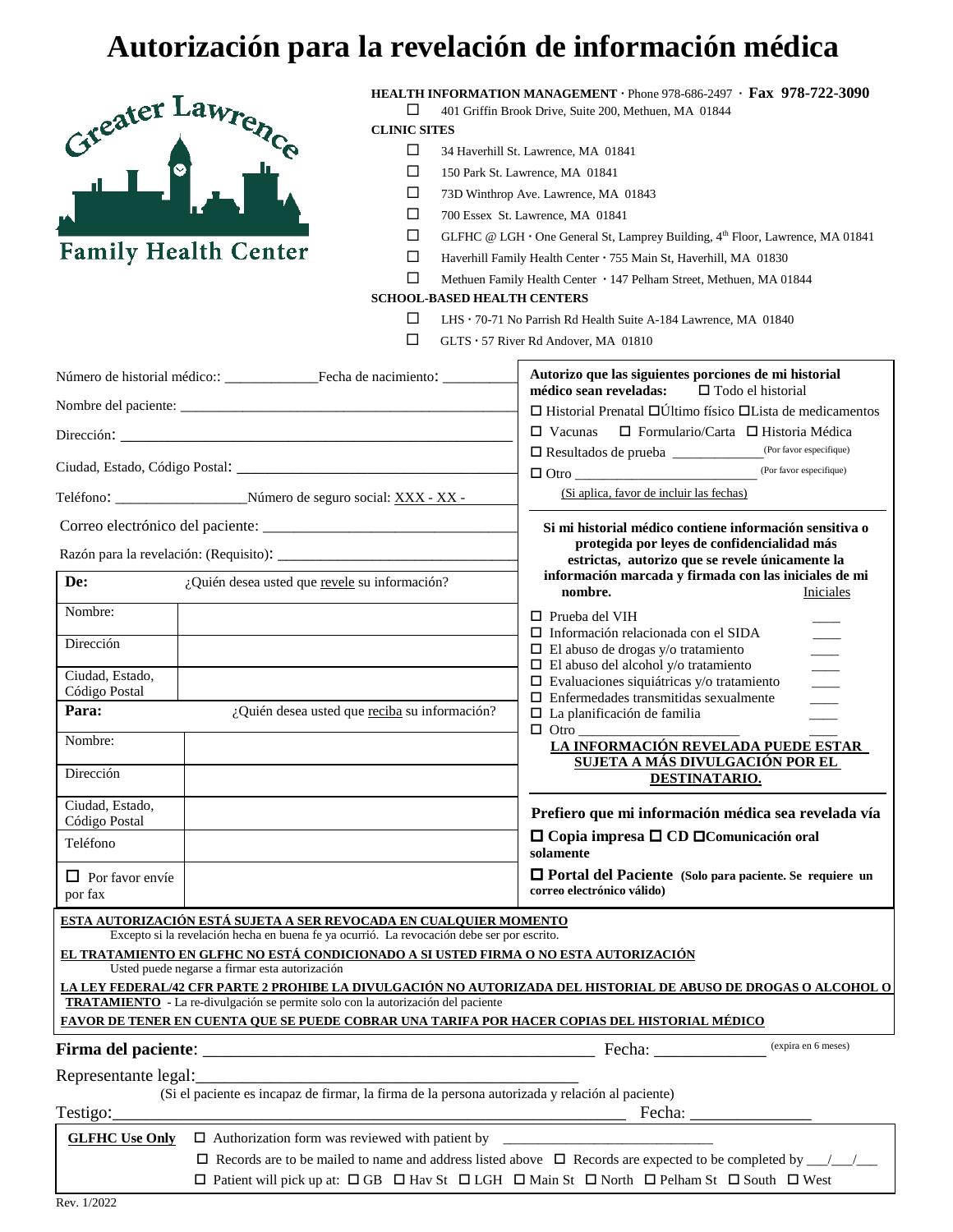# Autorización para la revelación de información médica

Greater Lawrence Family Health Center

**HEALTH INFORMATION MANAGEMENT** · Phone 978-686-2497 · **Fax 978-722-3090**

☐ 401 Griffin Brook Drive, Suite 200, Methuen, MA 01844

**CLINIC SITES**

☐ 34 Haverhill St. Lawrence, MA 01841
☐ 150 Park St. Lawrence, MA 01841
☐ 73D Winthrop Ave. Lawrence, MA 01843
☐ 700 Essex St. Lawrence, MA 01841
☐ GLFHC @ LGH · One General St, Lamprey Building, 4th Floor, Lawrence, MA 01841
☐ Haverhill Family Health Center · 755 Main St, Haverhill, MA 01830
☐ Methuen Family Health Center · 147 Pelham Street, Methuen, MA 01844

**SCHOOL-BASED HEALTH CENTERS**

☐ LHS · 70-71 No Parrish Rd Health Suite A-184 Lawrence, MA 01840
☐ GLTS · 57 River Rd Andover, MA 01810

Número de historial médico:: ____________ Fecha de nacimiento: __________

Nombre del paciente: ______________________________________________

Dirección: ______________________________________________________

Ciudad, Estado, Código Postal: ____________________________________

Teléfono: __________________ Número de seguro social: XXX - XX - ________

Correo electrónico del paciente: ___________________________________

Razón para la revelación: (Requisito): ______________________________

| **De:** | ¿Quién desea usted que revele su información? |
|---|---|
| Nombre: | |
| Dirección | |
| Ciudad, Estado, Código Postal | |

| **Para:** | ¿Quién desea usted que reciba su información? |
|---|---|
| Nombre: | |
| Dirección | |
| Ciudad, Estado, Código Postal | |
| Teléfono | |
| ☐ Por favor envíe por fax | |

**Autorizo que las siguientes porciones de mi historial médico sean reveladas:** ☐ Todo el historial

☐ Historial Prenatal ☐Último físico ☐Lista de medicamentos

☐ Vacunas ☐ Formulario/Carta ☐ Historia Médica

☐ Resultados de prueba ____________ (Por favor especifique)

☐ Otro ________________________ (Por favor especifique)

(Si aplica, favor de incluir las fechas)

**Si mi historial médico contiene información sensitiva o protegida por leyes de confidencialidad más estrictas, autorizo que se revele únicamente la información marcada y firmada con las iniciales de mi nombre.** Iniciales

☐ Prueba del VIH ____
☐ Información relacionada con el SIDA ____
☐ El abuso de drogas y/o tratamiento ____
☐ El abuso del alcohol y/o tratamiento ____
☐ Evaluaciones siquiátricas y/o tratamiento ____
☐ Enfermedades transmitidas sexualmente ____
☐ La planificación de familia ____
☐ Otro ______________________ ____

**LA INFORMACIÓN REVELADA PUEDE ESTAR SUJETA A MÁS DIVULGACIÓN POR EL DESTINATARIO.**

**Prefiero que mi información médica sea revelada vía**

**☐ Copia impresa ☐ CD ☐Comunicación oral solamente**

**☐ Portal del Paciente (Solo para paciente. Se requiere un correo electrónico válido)**

**ESTA AUTORIZACIÓN ESTÁ SUJETA A SER REVOCADA EN CUALQUIER MOMENTO**
Excepto si la revelación hecha en buena fe ya ocurrió. La revocación debe ser por escrito.

**EL TRATAMIENTO EN GLFHC NO ESTÁ CONDICIONADO A SI USTED FIRMA O NO ESTA AUTORIZACIÓN**
Usted puede negarse a firmar esta autorización

**LA LEY FEDERAL/42 CFR PARTE 2 PROHIBE LA DIVULGACIÓN NO AUTORIZADA DEL HISTORIAL DE ABUSO DE DROGAS O ALCOHOL O TRATAMIENTO** - La re-divulgación se permite solo con la autorización del paciente

**FAVOR DE TENER EN CUENTA QUE SE PUEDE COBRAR UNA TARIFA POR HACER COPIAS DEL HISTORIAL MÉDICO**

**Firma del paciente**: ________________________________ Fecha: ____________ (expira en 6 meses)

Representante legal:________________________________
(Si el paciente es incapaz de firmar, la firma de la persona autorizada y relación al paciente)

Testigo:__________________________________________ Fecha: ______________

**GLFHC Use Only** ☐ Authorization form was reviewed with patient by ____________________________

☐ Records are to be mailed to name and address listed above ☐ Records are expected to be completed by ___/___/___

☐ Patient will pick up at: ☐ GB ☐ Hav St ☐ LGH ☐ Main St ☐ North ☐ Pelham St ☐ South ☐ West

Rev. 1/2022